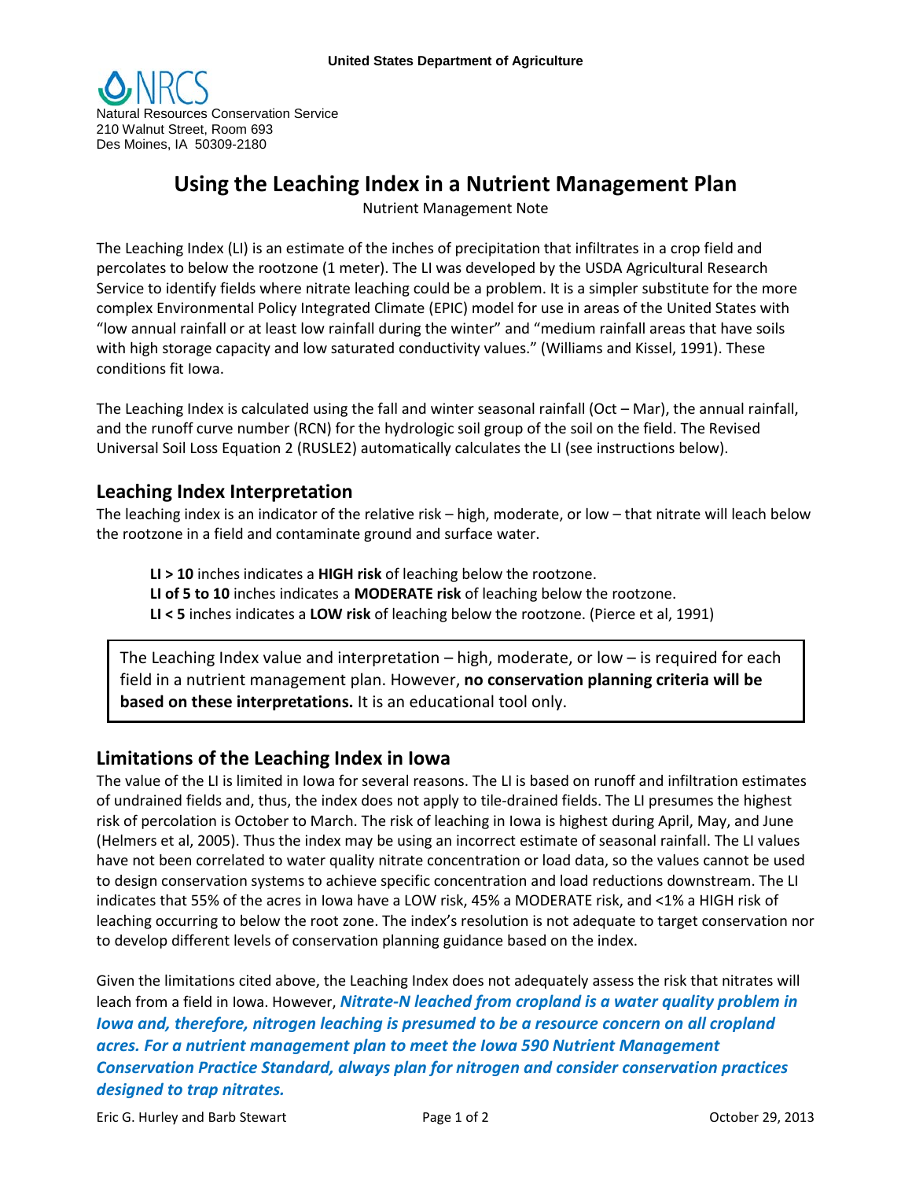United States Department of Agriculture

NRCS
Natural Resources Conservation Service
210 Walnut Street, Room 693
Des Moines, IA 50309-2180

# Using the Leaching Index in a Nutrient Management Plan

Nutrient Management Note

The Leaching Index (LI) is an estimate of the inches of precipitation that infiltrates in a crop field and percolates to below the rootzone (1 meter). The LI was developed by the USDA Agricultural Research Service to identify fields where nitrate leaching could be a problem. It is a simpler substitute for the more complex Environmental Policy Integrated Climate (EPIC) model for use in areas of the United States with "low annual rainfall or at least low rainfall during the winter" and "medium rainfall areas that have soils with high storage capacity and low saturated conductivity values." (Williams and Kissel, 1991). These conditions fit Iowa.

The Leaching Index is calculated using the fall and winter seasonal rainfall (Oct – Mar), the annual rainfall, and the runoff curve number (RCN) for the hydrologic soil group of the soil on the field. The Revised Universal Soil Loss Equation 2 (RUSLE2) automatically calculates the LI (see instructions below).

## Leaching Index Interpretation

The leaching index is an indicator of the relative risk – high, moderate, or low – that nitrate will leach below the rootzone in a field and contaminate ground and surface water.

**LI > 10** inches indicates a **HIGH risk** of leaching below the rootzone.
**LI of 5 to 10** inches indicates a **MODERATE risk** of leaching below the rootzone.
**LI < 5** inches indicates a **LOW risk** of leaching below the rootzone. (Pierce et al, 1991)

> The Leaching Index value and interpretation – high, moderate, or low – is required for each field in a nutrient management plan. However, **no conservation planning criteria will be based on these interpretations.** It is an educational tool only.

## Limitations of the Leaching Index in Iowa

The value of the LI is limited in Iowa for several reasons. The LI is based on runoff and infiltration estimates of undrained fields and, thus, the index does not apply to tile-drained fields. The LI presumes the highest risk of percolation is October to March. The risk of leaching in Iowa is highest during April, May, and June (Helmers et al, 2005). Thus the index may be using an incorrect estimate of seasonal rainfall. The LI values have not been correlated to water quality nitrate concentration or load data, so the values cannot be used to design conservation systems to achieve specific concentration and load reductions downstream. The LI indicates that 55% of the acres in Iowa have a LOW risk, 45% a MODERATE risk, and <1% a HIGH risk of leaching occurring to below the root zone. The index's resolution is not adequate to target conservation nor to develop different levels of conservation planning guidance based on the index.

Given the limitations cited above, the Leaching Index does not adequately assess the risk that nitrates will leach from a field in Iowa. However, ***Nitrate-N leached from cropland is a water quality problem in Iowa and, therefore, nitrogen leaching is presumed to be a resource concern on all cropland acres. For a nutrient management plan to meet the Iowa 590 Nutrient Management Conservation Practice Standard, always plan for nitrogen and consider conservation practices designed to trap nitrates.***

Eric G. Hurley and Barb Stewart October 29, 2013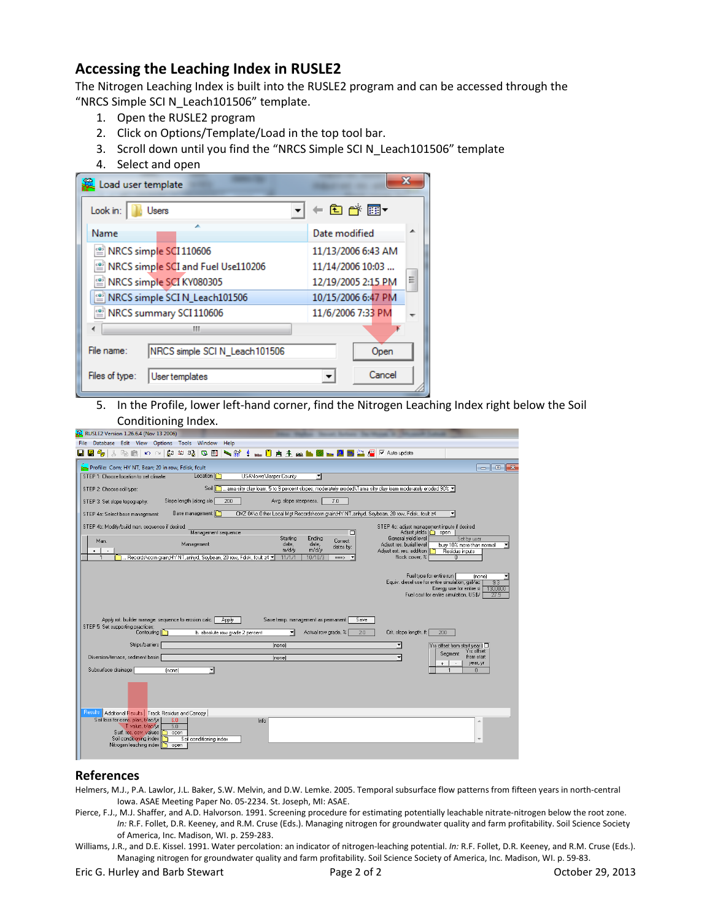## Accessing the Leaching Index in RUSLE2

The Nitrogen Leaching Index is built into the RUSLE2 program and can be accessed through the "NRCS Simple SCI N_Leach101506" template.

1. Open the RUSLE2 program
2. Click on Options/Template/Load in the top tool bar.
3. Scroll down until you find the "NRCS Simple SCI N_Leach101506" template
4. Select and open

5. In the Profile, lower left-hand corner, find the Nitrogen Leaching Index right below the Soil Conditioning Index.

## References

Helmers, M.J., P.A. Lawlor, J.L. Baker, S.W. Melvin, and D.W. Lemke. 2005. Temporal subsurface flow patterns from fifteen years in north-central Iowa. ASAE Meeting Paper No. 05-2234. St. Joseph, MI: ASAE.

Pierce, F.J., M.J. Shaffer, and A.D. Halvorson. 1991. Screening procedure for estimating potentially leachable nitrate-nitrogen below the root zone. *In:* R.F. Follet, D.R. Keeney, and R.M. Cruse (Eds.). Managing nitrogen for groundwater quality and farm profitability. Soil Science Society of America, Inc. Madison, WI. p. 259-283.

Williams, J.R., and D.E. Kissel. 1991. Water percolation: an indicator of nitrogen-leaching potential. *In:* R.F. Follet, D.R. Keeney, and R.M. Cruse (Eds.). Managing nitrogen for groundwater quality and farm profitability. Soil Science Society of America, Inc. Madison, WI. p. 59-83.

Eric G. Hurley and Barb Stewart

October 29, 2013